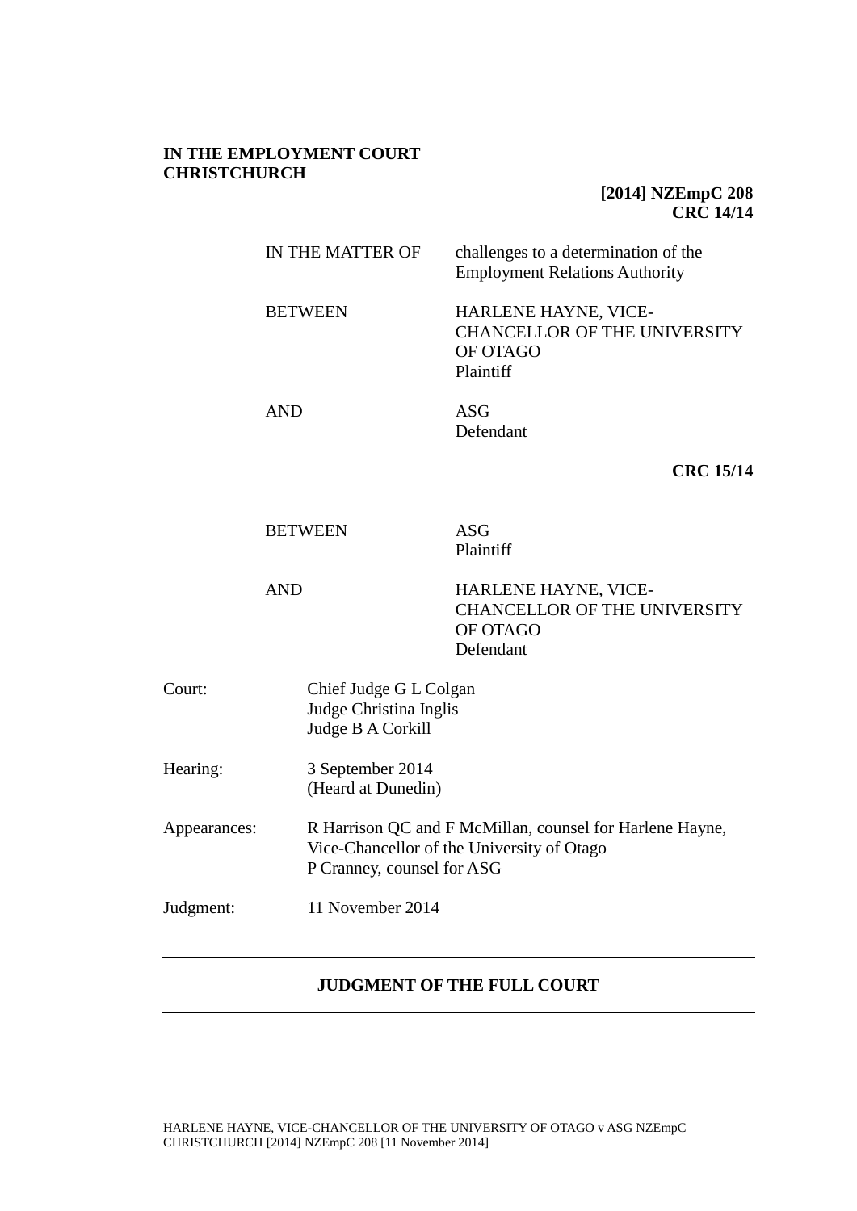**IN THE EMPLOYMENT COURT CHRISTCHURCH**

**[2014] NZEmpC 208**
**CRC 14/14**

IN THE MATTER OF challenges to a determination of the Employment Relations Authority

BETWEEN HARLENE HAYNE, VICE-CHANCELLOR OF THE UNIVERSITY OF OTAGO
Plaintiff

AND ASG
Defendant

**CRC 15/14**

BETWEEN ASG
Plaintiff

AND HARLENE HAYNE, VICE-CHANCELLOR OF THE UNIVERSITY OF OTAGO
Defendant

Court: Chief Judge G L Colgan
Judge Christina Inglis
Judge B A Corkill

Hearing: 3 September 2014
(Heard at Dunedin)

Appearances: R Harrison QC and F McMillan, counsel for Harlene Hayne, Vice-Chancellor of the University of Otago
P Cranney, counsel for ASG

Judgment: 11 November 2014

---

**JUDGMENT OF THE FULL COURT**

---

HARLENE HAYNE, VICE-CHANCELLOR OF THE UNIVERSITY OF OTAGO v ASG NZEmpC CHRISTCHURCH [2014] NZEmpC 208 [11 November 2014]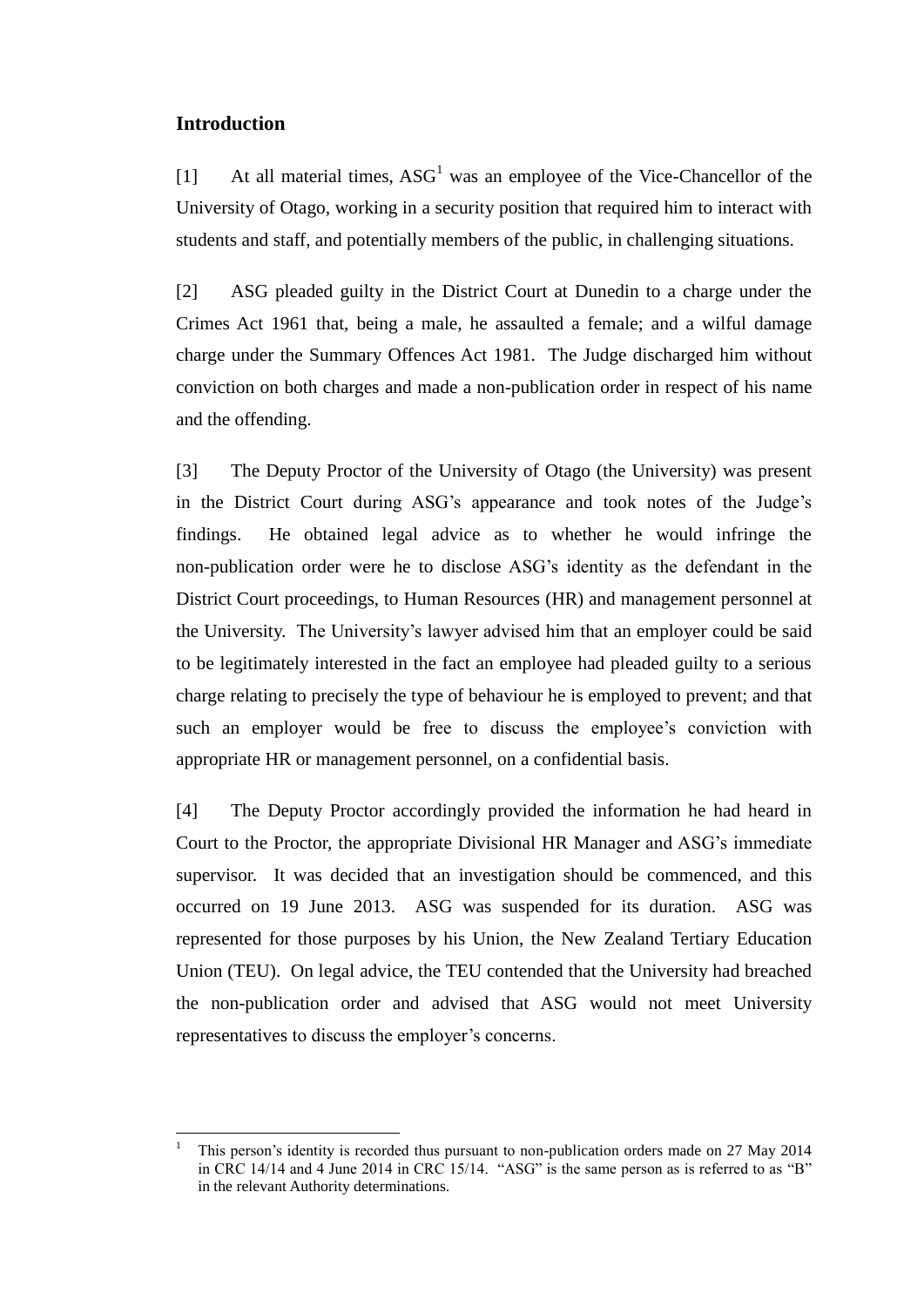## Introduction

[1] At all material times, ASG[1] was an employee of the Vice-Chancellor of the University of Otago, working in a security position that required him to interact with students and staff, and potentially members of the public, in challenging situations.

[2] ASG pleaded guilty in the District Court at Dunedin to a charge under the Crimes Act 1961 that, being a male, he assaulted a female; and a wilful damage charge under the Summary Offences Act 1981. The Judge discharged him without conviction on both charges and made a non-publication order in respect of his name and the offending.

[3] The Deputy Proctor of the University of Otago (the University) was present in the District Court during ASG's appearance and took notes of the Judge's findings. He obtained legal advice as to whether he would infringe the non-publication order were he to disclose ASG's identity as the defendant in the District Court proceedings, to Human Resources (HR) and management personnel at the University. The University's lawyer advised him that an employer could be said to be legitimately interested in the fact an employee had pleaded guilty to a serious charge relating to precisely the type of behaviour he is employed to prevent; and that such an employer would be free to discuss the employee's conviction with appropriate HR or management personnel, on a confidential basis.

[4] The Deputy Proctor accordingly provided the information he had heard in Court to the Proctor, the appropriate Divisional HR Manager and ASG's immediate supervisor. It was decided that an investigation should be commenced, and this occurred on 19 June 2013. ASG was suspended for its duration. ASG was represented for those purposes by his Union, the New Zealand Tertiary Education Union (TEU). On legal advice, the TEU contended that the University had breached the non-publication order and advised that ASG would not meet University representatives to discuss the employer's concerns.

---

[1] This person's identity is recorded thus pursuant to non-publication orders made on 27 May 2014 in CRC 14/14 and 4 June 2014 in CRC 15/14. "ASG" is the same person as is referred to as "B" in the relevant Authority determinations.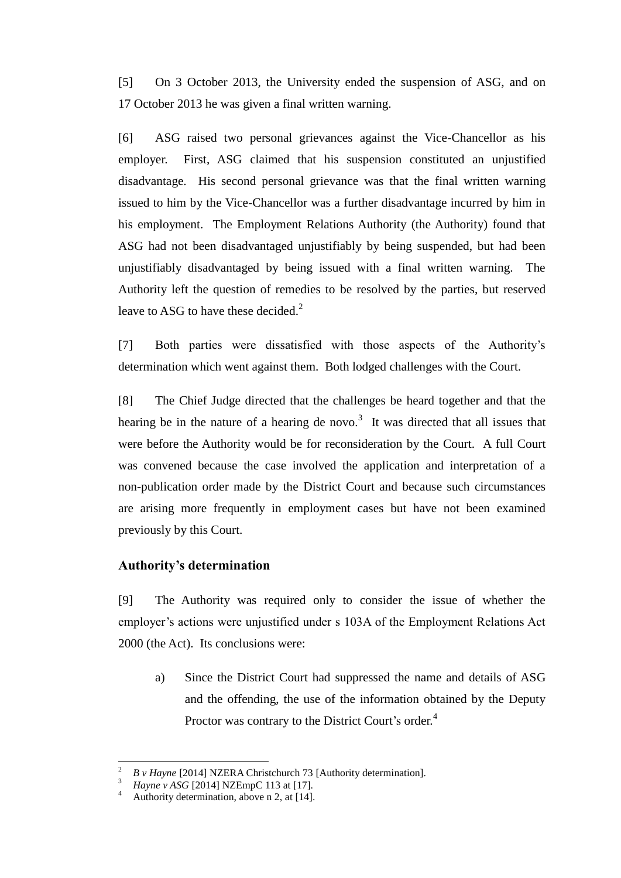[5] On 3 October 2013, the University ended the suspension of ASG, and on 17 October 2013 he was given a final written warning.

[6] ASG raised two personal grievances against the Vice-Chancellor as his employer. First, ASG claimed that his suspension constituted an unjustified disadvantage. His second personal grievance was that the final written warning issued to him by the Vice-Chancellor was a further disadvantage incurred by him in his employment. The Employment Relations Authority (the Authority) found that ASG had not been disadvantaged unjustifiably by being suspended, but had been unjustifiably disadvantaged by being issued with a final written warning. The Authority left the question of remedies to be resolved by the parties, but reserved leave to ASG to have these decided.[2]

[7] Both parties were dissatisfied with those aspects of the Authority's determination which went against them. Both lodged challenges with the Court.

[8] The Chief Judge directed that the challenges be heard together and that the hearing be in the nature of a hearing de novo.[3] It was directed that all issues that were before the Authority would be for reconsideration by the Court. A full Court was convened because the case involved the application and interpretation of a non-publication order made by the District Court and because such circumstances are arising more frequently in employment cases but have not been examined previously by this Court.

## Authority's determination

[9] The Authority was required only to consider the issue of whether the employer's actions were unjustified under s 103A of the Employment Relations Act 2000 (the Act). Its conclusions were:

a) Since the District Court had suppressed the name and details of ASG and the offending, the use of the information obtained by the Deputy Proctor was contrary to the District Court's order.[4]

---

[2] *B v Hayne* [2014] NZERA Christchurch 73 [Authority determination].
[3] *Hayne v ASG* [2014] NZEmpC 113 at [17].
[4] Authority determination, above n 2, at [14].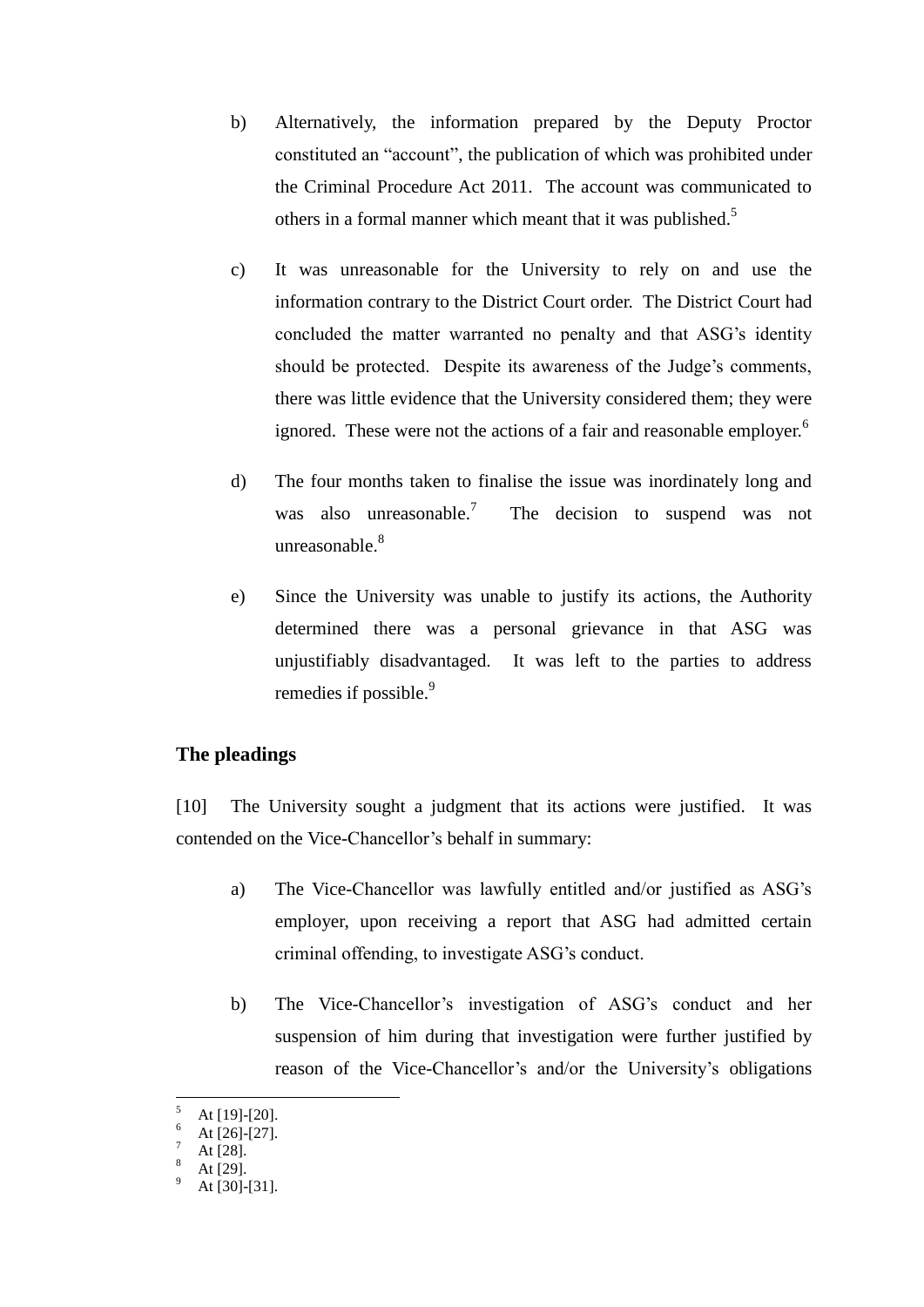b) Alternatively, the information prepared by the Deputy Proctor constituted an "account", the publication of which was prohibited under the Criminal Procedure Act 2011. The account was communicated to others in a formal manner which meant that it was published.[5]

c) It was unreasonable for the University to rely on and use the information contrary to the District Court order. The District Court had concluded the matter warranted no penalty and that ASG's identity should be protected. Despite its awareness of the Judge's comments, there was little evidence that the University considered them; they were ignored. These were not the actions of a fair and reasonable employer.[6]

d) The four months taken to finalise the issue was inordinately long and was also unreasonable.[7] The decision to suspend was not unreasonable.[8]

e) Since the University was unable to justify its actions, the Authority determined there was a personal grievance in that ASG was unjustifiably disadvantaged. It was left to the parties to address remedies if possible.[9]

## The pleadings

[10] The University sought a judgment that its actions were justified. It was contended on the Vice-Chancellor's behalf in summary:

a) The Vice-Chancellor was lawfully entitled and/or justified as ASG's employer, upon receiving a report that ASG had admitted certain criminal offending, to investigate ASG's conduct.

b) The Vice-Chancellor's investigation of ASG's conduct and her suspension of him during that investigation were further justified by reason of the Vice-Chancellor's and/or the University's obligations

---

5 At [19]-[20].
6 At [26]-[27].
7 At [28].
8 At [29].
9 At [30]-[31].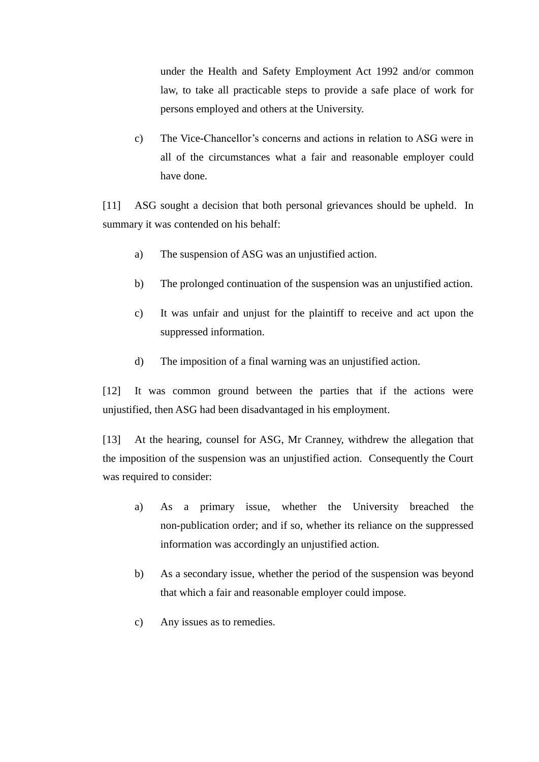under the Health and Safety Employment Act 1992 and/or common law, to take all practicable steps to provide a safe place of work for persons employed and others at the University.

c) The Vice-Chancellor's concerns and actions in relation to ASG were in all of the circumstances what a fair and reasonable employer could have done.

[11] ASG sought a decision that both personal grievances should be upheld. In summary it was contended on his behalf:

a) The suspension of ASG was an unjustified action.

b) The prolonged continuation of the suspension was an unjustified action.

c) It was unfair and unjust for the plaintiff to receive and act upon the suppressed information.

d) The imposition of a final warning was an unjustified action.

[12] It was common ground between the parties that if the actions were unjustified, then ASG had been disadvantaged in his employment.

[13] At the hearing, counsel for ASG, Mr Cranney, withdrew the allegation that the imposition of the suspension was an unjustified action. Consequently the Court was required to consider:

a) As a primary issue, whether the University breached the non-publication order; and if so, whether its reliance on the suppressed information was accordingly an unjustified action.

b) As a secondary issue, whether the period of the suspension was beyond that which a fair and reasonable employer could impose.

c) Any issues as to remedies.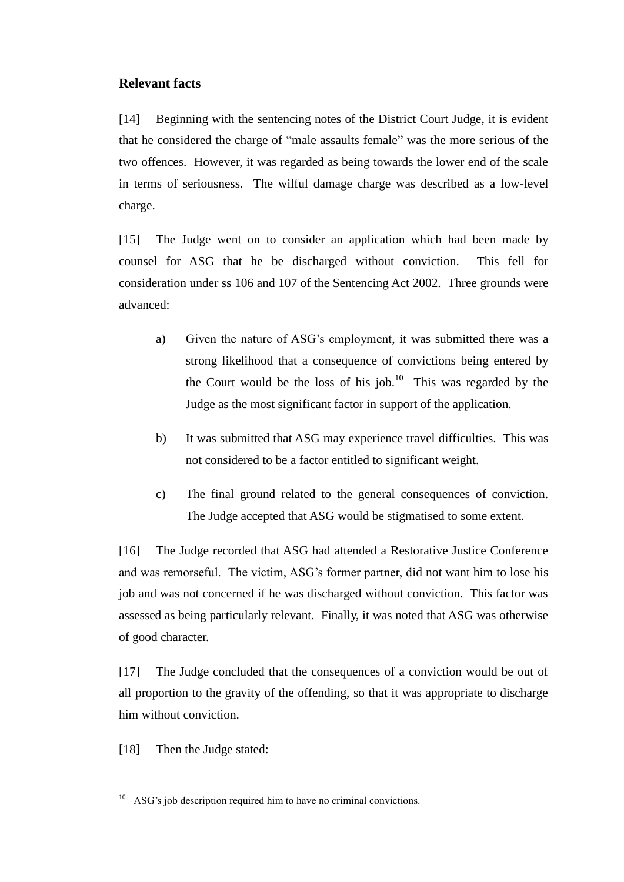## Relevant facts

[14] Beginning with the sentencing notes of the District Court Judge, it is evident that he considered the charge of "male assaults female" was the more serious of the two offences. However, it was regarded as being towards the lower end of the scale in terms of seriousness. The wilful damage charge was described as a low-level charge.

[15] The Judge went on to consider an application which had been made by counsel for ASG that he be discharged without conviction. This fell for consideration under ss 106 and 107 of the Sentencing Act 2002. Three grounds were advanced:

a) Given the nature of ASG's employment, it was submitted there was a strong likelihood that a consequence of convictions being entered by the Court would be the loss of his job.[10] This was regarded by the Judge as the most significant factor in support of the application.

b) It was submitted that ASG may experience travel difficulties. This was not considered to be a factor entitled to significant weight.

c) The final ground related to the general consequences of conviction. The Judge accepted that ASG would be stigmatised to some extent.

[16] The Judge recorded that ASG had attended a Restorative Justice Conference and was remorseful. The victim, ASG's former partner, did not want him to lose his job and was not concerned if he was discharged without conviction. This factor was assessed as being particularly relevant. Finally, it was noted that ASG was otherwise of good character.

[17] The Judge concluded that the consequences of a conviction would be out of all proportion to the gravity of the offending, so that it was appropriate to discharge him without conviction.

[18] Then the Judge stated:

---

[10] ASG's job description required him to have no criminal convictions.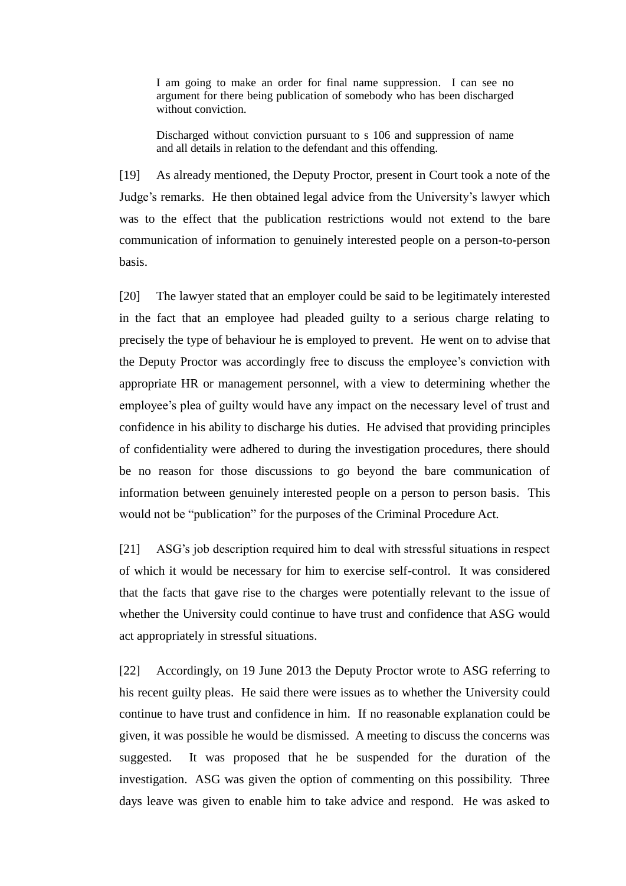> I am going to make an order for final name suppression. I can see no argument for there being publication of somebody who has been discharged without conviction.
>
> Discharged without conviction pursuant to s 106 and suppression of name and all details in relation to the defendant and this offending.

[19] As already mentioned, the Deputy Proctor, present in Court took a note of the Judge's remarks. He then obtained legal advice from the University's lawyer which was to the effect that the publication restrictions would not extend to the bare communication of information to genuinely interested people on a person-to-person basis.

[20] The lawyer stated that an employer could be said to be legitimately interested in the fact that an employee had pleaded guilty to a serious charge relating to precisely the type of behaviour he is employed to prevent. He went on to advise that the Deputy Proctor was accordingly free to discuss the employee's conviction with appropriate HR or management personnel, with a view to determining whether the employee's plea of guilty would have any impact on the necessary level of trust and confidence in his ability to discharge his duties. He advised that providing principles of confidentiality were adhered to during the investigation procedures, there should be no reason for those discussions to go beyond the bare communication of information between genuinely interested people on a person to person basis. This would not be "publication" for the purposes of the Criminal Procedure Act.

[21] ASG's job description required him to deal with stressful situations in respect of which it would be necessary for him to exercise self-control. It was considered that the facts that gave rise to the charges were potentially relevant to the issue of whether the University could continue to have trust and confidence that ASG would act appropriately in stressful situations.

[22] Accordingly, on 19 June 2013 the Deputy Proctor wrote to ASG referring to his recent guilty pleas. He said there were issues as to whether the University could continue to have trust and confidence in him. If no reasonable explanation could be given, it was possible he would be dismissed. A meeting to discuss the concerns was suggested. It was proposed that he be suspended for the duration of the investigation. ASG was given the option of commenting on this possibility. Three days leave was given to enable him to take advice and respond. He was asked to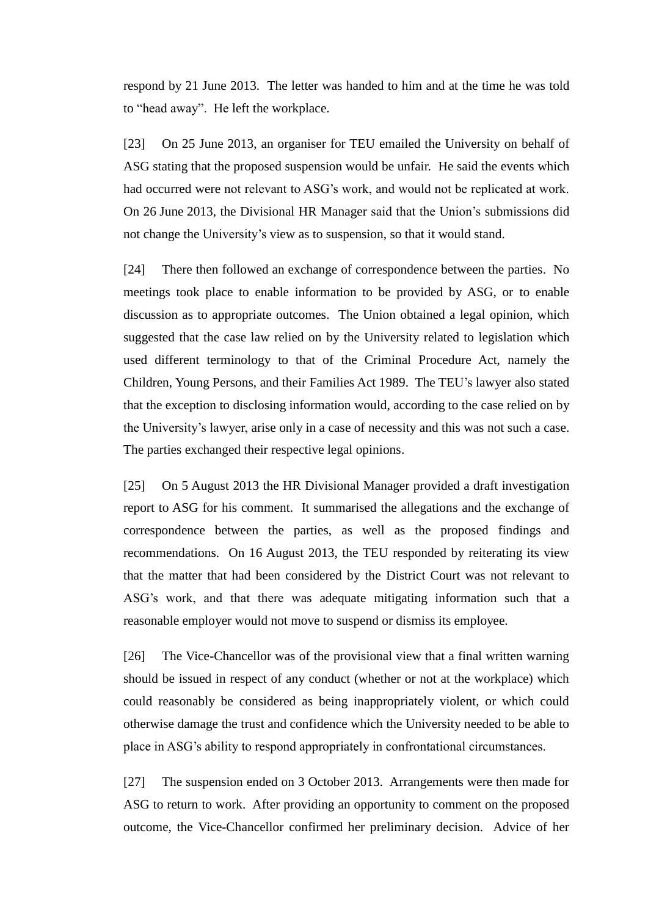respond by 21 June 2013. The letter was handed to him and at the time he was told to "head away". He left the workplace.

[23] On 25 June 2013, an organiser for TEU emailed the University on behalf of ASG stating that the proposed suspension would be unfair. He said the events which had occurred were not relevant to ASG's work, and would not be replicated at work. On 26 June 2013, the Divisional HR Manager said that the Union's submissions did not change the University's view as to suspension, so that it would stand.

[24] There then followed an exchange of correspondence between the parties. No meetings took place to enable information to be provided by ASG, or to enable discussion as to appropriate outcomes. The Union obtained a legal opinion, which suggested that the case law relied on by the University related to legislation which used different terminology to that of the Criminal Procedure Act, namely the Children, Young Persons, and their Families Act 1989. The TEU's lawyer also stated that the exception to disclosing information would, according to the case relied on by the University's lawyer, arise only in a case of necessity and this was not such a case. The parties exchanged their respective legal opinions.

[25] On 5 August 2013 the HR Divisional Manager provided a draft investigation report to ASG for his comment. It summarised the allegations and the exchange of correspondence between the parties, as well as the proposed findings and recommendations. On 16 August 2013, the TEU responded by reiterating its view that the matter that had been considered by the District Court was not relevant to ASG's work, and that there was adequate mitigating information such that a reasonable employer would not move to suspend or dismiss its employee.

[26] The Vice-Chancellor was of the provisional view that a final written warning should be issued in respect of any conduct (whether or not at the workplace) which could reasonably be considered as being inappropriately violent, or which could otherwise damage the trust and confidence which the University needed to be able to place in ASG's ability to respond appropriately in confrontational circumstances.

[27] The suspension ended on 3 October 2013. Arrangements were then made for ASG to return to work. After providing an opportunity to comment on the proposed outcome, the Vice-Chancellor confirmed her preliminary decision. Advice of her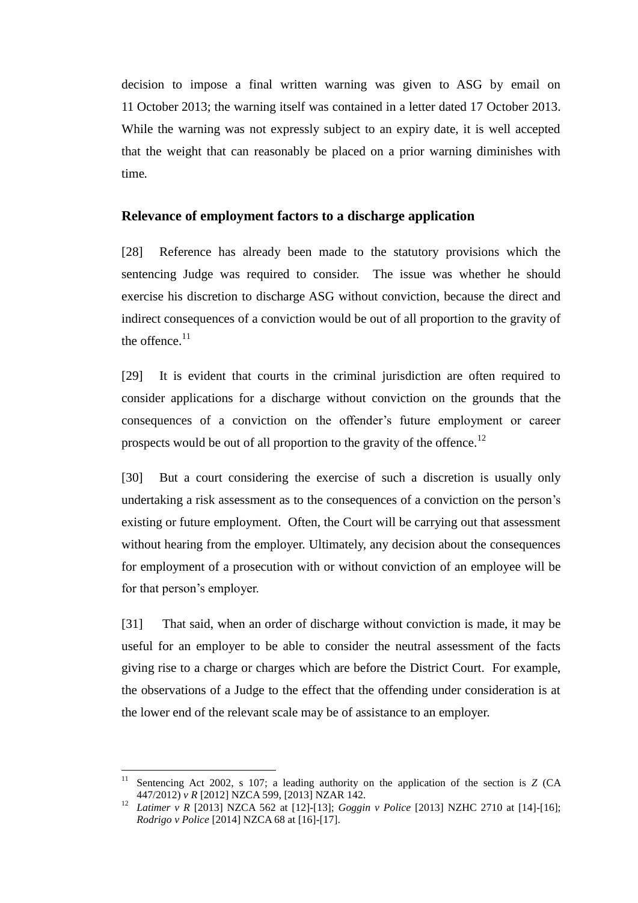decision to impose a final written warning was given to ASG by email on 11 October 2013; the warning itself was contained in a letter dated 17 October 2013. While the warning was not expressly subject to an expiry date, it is well accepted that the weight that can reasonably be placed on a prior warning diminishes with time.

## Relevance of employment factors to a discharge application

[28] Reference has already been made to the statutory provisions which the sentencing Judge was required to consider. The issue was whether he should exercise his discretion to discharge ASG without conviction, because the direct and indirect consequences of a conviction would be out of all proportion to the gravity of the offence.[11]

[29] It is evident that courts in the criminal jurisdiction are often required to consider applications for a discharge without conviction on the grounds that the consequences of a conviction on the offender's future employment or career prospects would be out of all proportion to the gravity of the offence.[12]

[30] But a court considering the exercise of such a discretion is usually only undertaking a risk assessment as to the consequences of a conviction on the person's existing or future employment. Often, the Court will be carrying out that assessment without hearing from the employer. Ultimately, any decision about the consequences for employment of a prosecution with or without conviction of an employee will be for that person's employer.

[31] That said, when an order of discharge without conviction is made, it may be useful for an employer to be able to consider the neutral assessment of the facts giving rise to a charge or charges which are before the District Court. For example, the observations of a Judge to the effect that the offending under consideration is at the lower end of the relevant scale may be of assistance to an employer.

---

[11] Sentencing Act 2002, s 107; a leading authority on the application of the section is *Z* (CA 447/2012) *v R* [2012] NZCA 599, [2013] NZAR 142.

[12] *Latimer v R* [2013] NZCA 562 at [12]-[13]; *Goggin v Police* [2013] NZHC 2710 at [14]-[16]; *Rodrigo v Police* [2014] NZCA 68 at [16]-[17].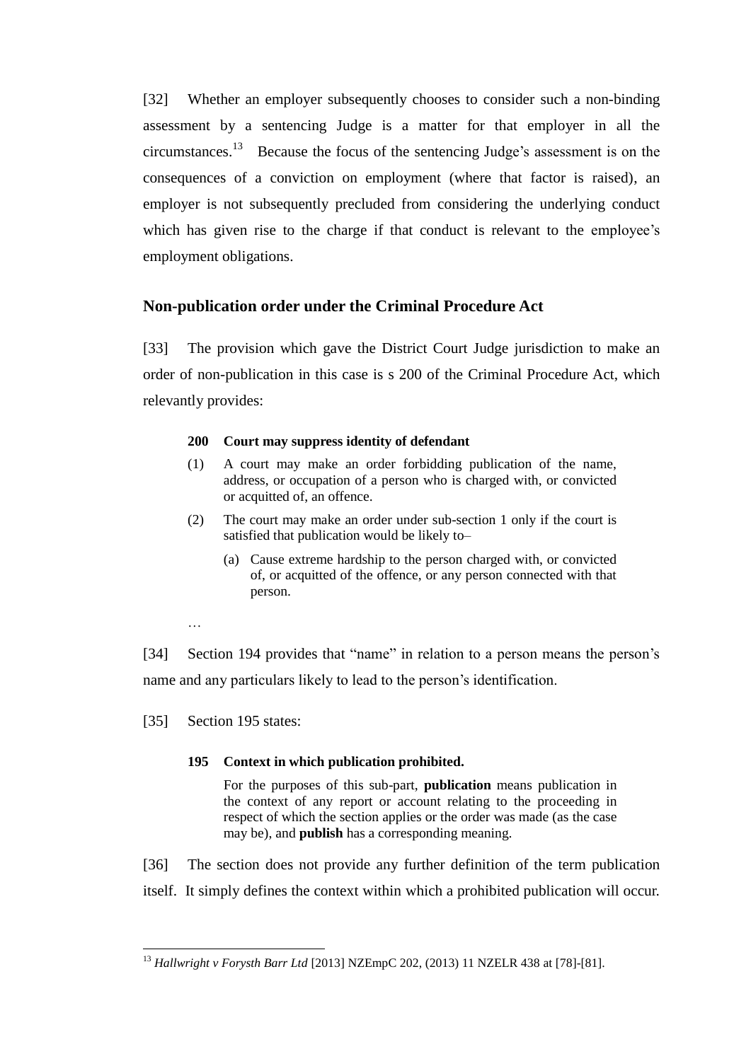[32] Whether an employer subsequently chooses to consider such a non-binding assessment by a sentencing Judge is a matter for that employer in all the circumstances.[13] Because the focus of the sentencing Judge's assessment is on the consequences of a conviction on employment (where that factor is raised), an employer is not subsequently precluded from considering the underlying conduct which has given rise to the charge if that conduct is relevant to the employee's employment obligations.

## Non-publication order under the Criminal Procedure Act

[33] The provision which gave the District Court Judge jurisdiction to make an order of non-publication in this case is s 200 of the Criminal Procedure Act, which relevantly provides:

> **200 Court may suppress identity of defendant**
>
> (1) A court may make an order forbidding publication of the name, address, or occupation of a person who is charged with, or convicted or acquitted of, an offence.
>
> (2) The court may make an order under sub-section 1 only if the court is satisfied that publication would be likely to–
>
> (a) Cause extreme hardship to the person charged with, or convicted of, or acquitted of the offence, or any person connected with that person.
>
> …

[34] Section 194 provides that "name" in relation to a person means the person's name and any particulars likely to lead to the person's identification.

[35] Section 195 states:

> **195 Context in which publication prohibited.**
>
> For the purposes of this sub-part, **publication** means publication in the context of any report or account relating to the proceeding in respect of which the section applies or the order was made (as the case may be), and **publish** has a corresponding meaning.

[36] The section does not provide any further definition of the term publication itself. It simply defines the context within which a prohibited publication will occur.

---

[13] *Hallwright v Forysth Barr Ltd* [2013] NZEmpC 202, (2013) 11 NZELR 438 at [78]-[81].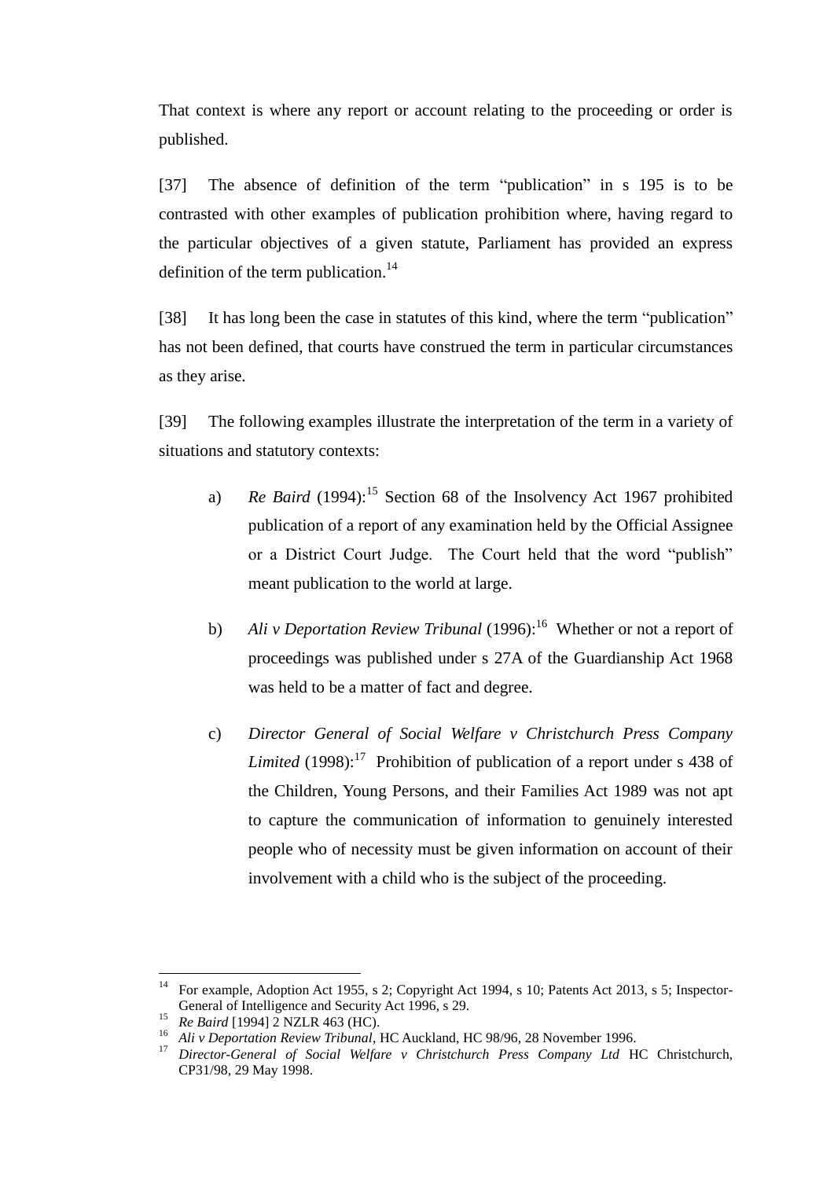That context is where any report or account relating to the proceeding or order is published.

[37] The absence of definition of the term "publication" in s 195 is to be contrasted with other examples of publication prohibition where, having regard to the particular objectives of a given statute, Parliament has provided an express definition of the term publication.[14]

[38] It has long been the case in statutes of this kind, where the term "publication" has not been defined, that courts have construed the term in particular circumstances as they arise.

[39] The following examples illustrate the interpretation of the term in a variety of situations and statutory contexts:

a) *Re Baird* (1994):[15] Section 68 of the Insolvency Act 1967 prohibited publication of a report of any examination held by the Official Assignee or a District Court Judge. The Court held that the word "publish" meant publication to the world at large.

b) *Ali v Deportation Review Tribunal* (1996):[16] Whether or not a report of proceedings was published under s 27A of the Guardianship Act 1968 was held to be a matter of fact and degree.

c) *Director General of Social Welfare v Christchurch Press Company Limited* (1998):[17] Prohibition of publication of a report under s 438 of the Children, Young Persons, and their Families Act 1989 was not apt to capture the communication of information to genuinely interested people who of necessity must be given information on account of their involvement with a child who is the subject of the proceeding.

---

[14] For example, Adoption Act 1955, s 2; Copyright Act 1994, s 10; Patents Act 2013, s 5; Inspector-General of Intelligence and Security Act 1996, s 29.

[15] *Re Baird* [1994] 2 NZLR 463 (HC).

[16] *Ali v Deportation Review Tribunal*, HC Auckland, HC 98/96, 28 November 1996.

[17] *Director-General of Social Welfare v Christchurch Press Company Ltd* HC Christchurch, CP31/98, 29 May 1998.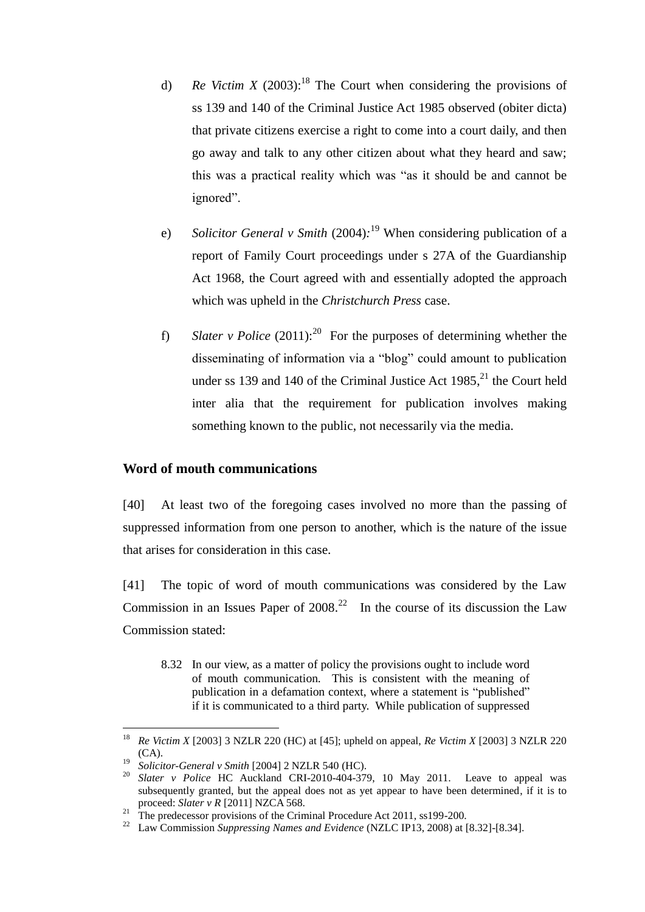d) *Re Victim X* (2003):[18] The Court when considering the provisions of ss 139 and 140 of the Criminal Justice Act 1985 observed (obiter dicta) that private citizens exercise a right to come into a court daily, and then go away and talk to any other citizen about what they heard and saw; this was a practical reality which was "as it should be and cannot be ignored".

e) *Solicitor General v Smith* (2004)*:*[19] When considering publication of a report of Family Court proceedings under s 27A of the Guardianship Act 1968, the Court agreed with and essentially adopted the approach which was upheld in the *Christchurch Press* case.

f) *Slater v Police* (2011):[20] For the purposes of determining whether the disseminating of information via a "blog" could amount to publication under ss 139 and 140 of the Criminal Justice Act 1985,[21] the Court held inter alia that the requirement for publication involves making something known to the public, not necessarily via the media.

## Word of mouth communications

[40] At least two of the foregoing cases involved no more than the passing of suppressed information from one person to another, which is the nature of the issue that arises for consideration in this case.

[41] The topic of word of mouth communications was considered by the Law Commission in an Issues Paper of 2008.[22] In the course of its discussion the Law Commission stated:

> 8.32 In our view, as a matter of policy the provisions ought to include word of mouth communication. This is consistent with the meaning of publication in a defamation context, where a statement is "published" if it is communicated to a third party. While publication of suppressed

---

[18] *Re Victim X* [2003] 3 NZLR 220 (HC) at [45]; upheld on appeal, *Re Victim X* [2003] 3 NZLR 220 (CA).

[19] *Solicitor-General v Smith* [2004] 2 NZLR 540 (HC).

[20] *Slater v Police* HC Auckland CRI-2010-404-379, 10 May 2011. Leave to appeal was subsequently granted, but the appeal does not as yet appear to have been determined, if it is to proceed: *Slater v R* [2011] NZCA 568.

[21] The predecessor provisions of the Criminal Procedure Act 2011, ss199-200.

[22] Law Commission *Suppressing Names and Evidence* (NZLC IP13, 2008) at [8.32]-[8.34].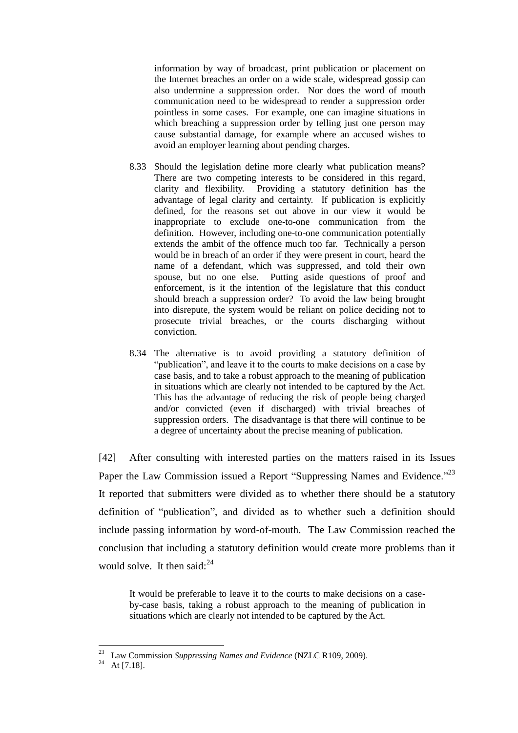> information by way of broadcast, print publication or placement on the Internet breaches an order on a wide scale, widespread gossip can also undermine a suppression order. Nor does the word of mouth communication need to be widespread to render a suppression order pointless in some cases. For example, one can imagine situations in which breaching a suppression order by telling just one person may cause substantial damage, for example where an accused wishes to avoid an employer learning about pending charges.
>
> 8.33 Should the legislation define more clearly what publication means? There are two competing interests to be considered in this regard, clarity and flexibility. Providing a statutory definition has the advantage of legal clarity and certainty. If publication is explicitly defined, for the reasons set out above in our view it would be inappropriate to exclude one-to-one communication from the definition. However, including one-to-one communication potentially extends the ambit of the offence much too far. Technically a person would be in breach of an order if they were present in court, heard the name of a defendant, which was suppressed, and told their own spouse, but no one else. Putting aside questions of proof and enforcement, is it the intention of the legislature that this conduct should breach a suppression order? To avoid the law being brought into disrepute, the system would be reliant on police deciding not to prosecute trivial breaches, or the courts discharging without conviction.
>
> 8.34 The alternative is to avoid providing a statutory definition of "publication", and leave it to the courts to make decisions on a case by case basis, and to take a robust approach to the meaning of publication in situations which are clearly not intended to be captured by the Act. This has the advantage of reducing the risk of people being charged and/or convicted (even if discharged) with trivial breaches of suppression orders. The disadvantage is that there will continue to be a degree of uncertainty about the precise meaning of publication.

[42] After consulting with interested parties on the matters raised in its Issues Paper the Law Commission issued a Report "Suppressing Names and Evidence."[23] It reported that submitters were divided as to whether there should be a statutory definition of "publication", and divided as to whether such a definition should include passing information by word-of-mouth. The Law Commission reached the conclusion that including a statutory definition would create more problems than it would solve. It then said:[24]

> It would be preferable to leave it to the courts to make decisions on a case-by-case basis, taking a robust approach to the meaning of publication in situations which are clearly not intended to be captured by the Act.

---

[23] Law Commission *Suppressing Names and Evidence* (NZLC R109, 2009).

[24] At [7.18].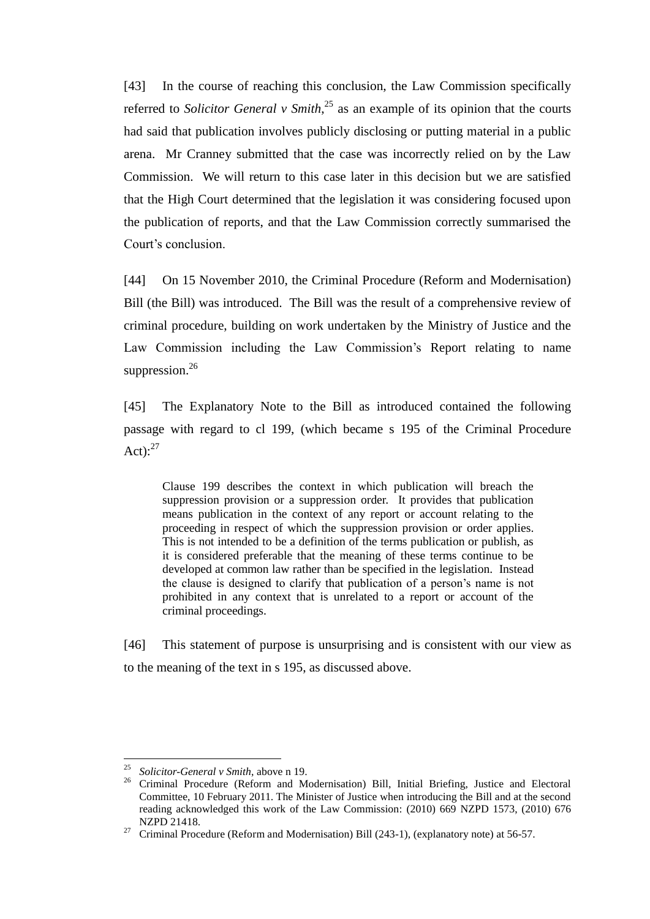[43] In the course of reaching this conclusion, the Law Commission specifically referred to *Solicitor General v Smith*,[25] as an example of its opinion that the courts had said that publication involves publicly disclosing or putting material in a public arena. Mr Cranney submitted that the case was incorrectly relied on by the Law Commission. We will return to this case later in this decision but we are satisfied that the High Court determined that the legislation it was considering focused upon the publication of reports, and that the Law Commission correctly summarised the Court's conclusion.

[44] On 15 November 2010, the Criminal Procedure (Reform and Modernisation) Bill (the Bill) was introduced. The Bill was the result of a comprehensive review of criminal procedure, building on work undertaken by the Ministry of Justice and the Law Commission including the Law Commission's Report relating to name suppression.[26]

[45] The Explanatory Note to the Bill as introduced contained the following passage with regard to cl 199, (which became s 195 of the Criminal Procedure Act):[27]

> Clause 199 describes the context in which publication will breach the suppression provision or a suppression order. It provides that publication means publication in the context of any report or account relating to the proceeding in respect of which the suppression provision or order applies. This is not intended to be a definition of the terms publication or publish, as it is considered preferable that the meaning of these terms continue to be developed at common law rather than be specified in the legislation. Instead the clause is designed to clarify that publication of a person's name is not prohibited in any context that is unrelated to a report or account of the criminal proceedings.

[46] This statement of purpose is unsurprising and is consistent with our view as to the meaning of the text in s 195, as discussed above.

---

[25] *Solicitor-General v Smith*, above n 19.

[26] Criminal Procedure (Reform and Modernisation) Bill, Initial Briefing, Justice and Electoral Committee, 10 February 2011. The Minister of Justice when introducing the Bill and at the second reading acknowledged this work of the Law Commission: (2010) 669 NZPD 1573, (2010) 676 NZPD 21418.

[27] Criminal Procedure (Reform and Modernisation) Bill (243-1), (explanatory note) at 56-57.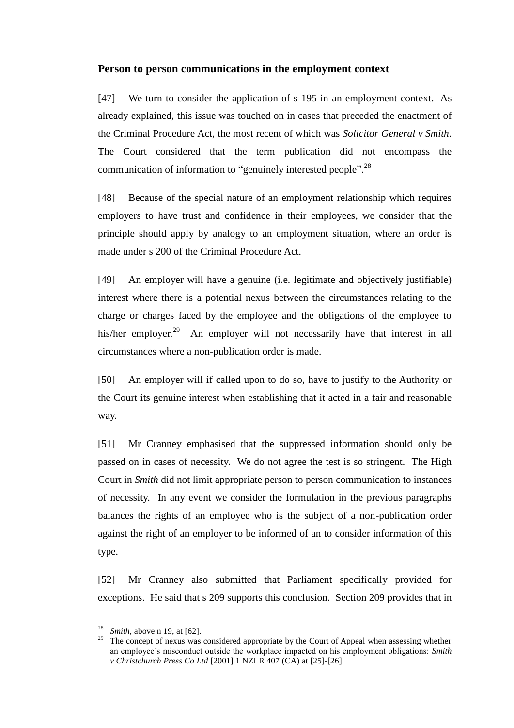### Person to person communications in the employment context

[47] We turn to consider the application of s 195 in an employment context. As already explained, this issue was touched on in cases that preceded the enactment of the Criminal Procedure Act, the most recent of which was *Solicitor General v Smith*. The Court considered that the term publication did not encompass the communication of information to "genuinely interested people".[28]

[48] Because of the special nature of an employment relationship which requires employers to have trust and confidence in their employees, we consider that the principle should apply by analogy to an employment situation, where an order is made under s 200 of the Criminal Procedure Act.

[49] An employer will have a genuine (i.e. legitimate and objectively justifiable) interest where there is a potential nexus between the circumstances relating to the charge or charges faced by the employee and the obligations of the employee to his/her employer.[29] An employer will not necessarily have that interest in all circumstances where a non-publication order is made.

[50] An employer will if called upon to do so, have to justify to the Authority or the Court its genuine interest when establishing that it acted in a fair and reasonable way.

[51] Mr Cranney emphasised that the suppressed information should only be passed on in cases of necessity. We do not agree the test is so stringent. The High Court in *Smith* did not limit appropriate person to person communication to instances of necessity. In any event we consider the formulation in the previous paragraphs balances the rights of an employee who is the subject of a non-publication order against the right of an employer to be informed of an to consider information of this type.

[52] Mr Cranney also submitted that Parliament specifically provided for exceptions. He said that s 209 supports this conclusion. Section 209 provides that in

---

[28] *Smith*, above n 19, at [62].

[29] The concept of nexus was considered appropriate by the Court of Appeal when assessing whether an employee's misconduct outside the workplace impacted on his employment obligations: *Smith v Christchurch Press Co Ltd* [2001] 1 NZLR 407 (CA) at [25]-[26].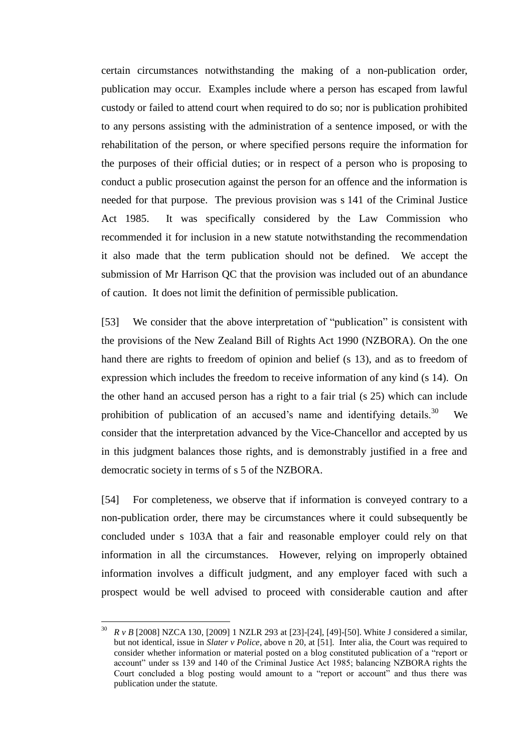certain circumstances notwithstanding the making of a non-publication order, publication may occur. Examples include where a person has escaped from lawful custody or failed to attend court when required to do so; nor is publication prohibited to any persons assisting with the administration of a sentence imposed, or with the rehabilitation of the person, or where specified persons require the information for the purposes of their official duties; or in respect of a person who is proposing to conduct a public prosecution against the person for an offence and the information is needed for that purpose. The previous provision was s 141 of the Criminal Justice Act 1985. It was specifically considered by the Law Commission who recommended it for inclusion in a new statute notwithstanding the recommendation it also made that the term publication should not be defined. We accept the submission of Mr Harrison QC that the provision was included out of an abundance of caution. It does not limit the definition of permissible publication.

[53] We consider that the above interpretation of "publication" is consistent with the provisions of the New Zealand Bill of Rights Act 1990 (NZBORA). On the one hand there are rights to freedom of opinion and belief (s 13), and as to freedom of expression which includes the freedom to receive information of any kind (s 14). On the other hand an accused person has a right to a fair trial (s 25) which can include prohibition of publication of an accused's name and identifying details.[30] We consider that the interpretation advanced by the Vice-Chancellor and accepted by us in this judgment balances those rights, and is demonstrably justified in a free and democratic society in terms of s 5 of the NZBORA.

[54] For completeness, we observe that if information is conveyed contrary to a non-publication order, there may be circumstances where it could subsequently be concluded under s 103A that a fair and reasonable employer could rely on that information in all the circumstances. However, relying on improperly obtained information involves a difficult judgment, and any employer faced with such a prospect would be well advised to proceed with considerable caution and after

---

[30] *R v B* [2008] NZCA 130, [2009] 1 NZLR 293 at [23]-[24], [49]-[50]. White J considered a similar, but not identical, issue in *Slater v Police*, above n 20, at [51]. Inter alia, the Court was required to consider whether information or material posted on a blog constituted publication of a "report or account" under ss 139 and 140 of the Criminal Justice Act 1985; balancing NZBORA rights the Court concluded a blog posting would amount to a "report or account" and thus there was publication under the statute.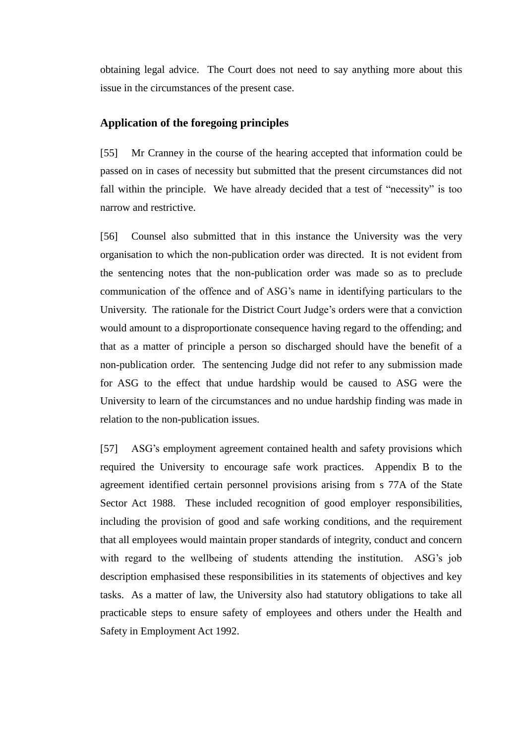obtaining legal advice. The Court does not need to say anything more about this issue in the circumstances of the present case.

## Application of the foregoing principles

[55] Mr Cranney in the course of the hearing accepted that information could be passed on in cases of necessity but submitted that the present circumstances did not fall within the principle. We have already decided that a test of "necessity" is too narrow and restrictive.

[56] Counsel also submitted that in this instance the University was the very organisation to which the non-publication order was directed. It is not evident from the sentencing notes that the non-publication order was made so as to preclude communication of the offence and of ASG's name in identifying particulars to the University. The rationale for the District Court Judge's orders were that a conviction would amount to a disproportionate consequence having regard to the offending; and that as a matter of principle a person so discharged should have the benefit of a non-publication order. The sentencing Judge did not refer to any submission made for ASG to the effect that undue hardship would be caused to ASG were the University to learn of the circumstances and no undue hardship finding was made in relation to the non-publication issues.

[57] ASG's employment agreement contained health and safety provisions which required the University to encourage safe work practices. Appendix B to the agreement identified certain personnel provisions arising from s 77A of the State Sector Act 1988. These included recognition of good employer responsibilities, including the provision of good and safe working conditions, and the requirement that all employees would maintain proper standards of integrity, conduct and concern with regard to the wellbeing of students attending the institution. ASG's job description emphasised these responsibilities in its statements of objectives and key tasks. As a matter of law, the University also had statutory obligations to take all practicable steps to ensure safety of employees and others under the Health and Safety in Employment Act 1992.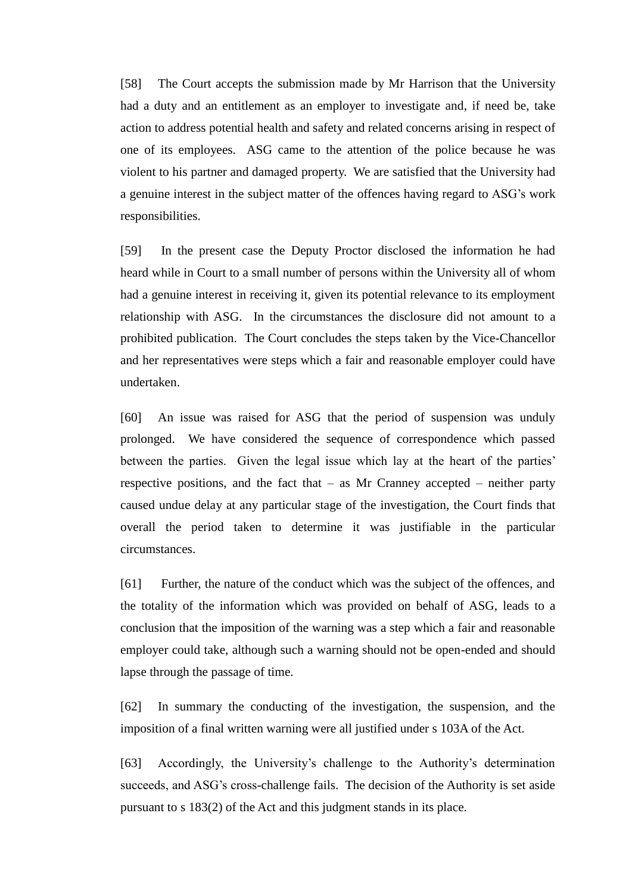[58] The Court accepts the submission made by Mr Harrison that the University had a duty and an entitlement as an employer to investigate and, if need be, take action to address potential health and safety and related concerns arising in respect of one of its employees. ASG came to the attention of the police because he was violent to his partner and damaged property. We are satisfied that the University had a genuine interest in the subject matter of the offences having regard to ASG's work responsibilities.

[59] In the present case the Deputy Proctor disclosed the information he had heard while in Court to a small number of persons within the University all of whom had a genuine interest in receiving it, given its potential relevance to its employment relationship with ASG. In the circumstances the disclosure did not amount to a prohibited publication. The Court concludes the steps taken by the Vice-Chancellor and her representatives were steps which a fair and reasonable employer could have undertaken.

[60] An issue was raised for ASG that the period of suspension was unduly prolonged. We have considered the sequence of correspondence which passed between the parties. Given the legal issue which lay at the heart of the parties' respective positions, and the fact that – as Mr Cranney accepted – neither party caused undue delay at any particular stage of the investigation, the Court finds that overall the period taken to determine it was justifiable in the particular circumstances.

[61] Further, the nature of the conduct which was the subject of the offences, and the totality of the information which was provided on behalf of ASG, leads to a conclusion that the imposition of the warning was a step which a fair and reasonable employer could take, although such a warning should not be open-ended and should lapse through the passage of time.

[62] In summary the conducting of the investigation, the suspension, and the imposition of a final written warning were all justified under s 103A of the Act.

[63] Accordingly, the University's challenge to the Authority's determination succeeds, and ASG's cross-challenge fails. The decision of the Authority is set aside pursuant to s 183(2) of the Act and this judgment stands in its place.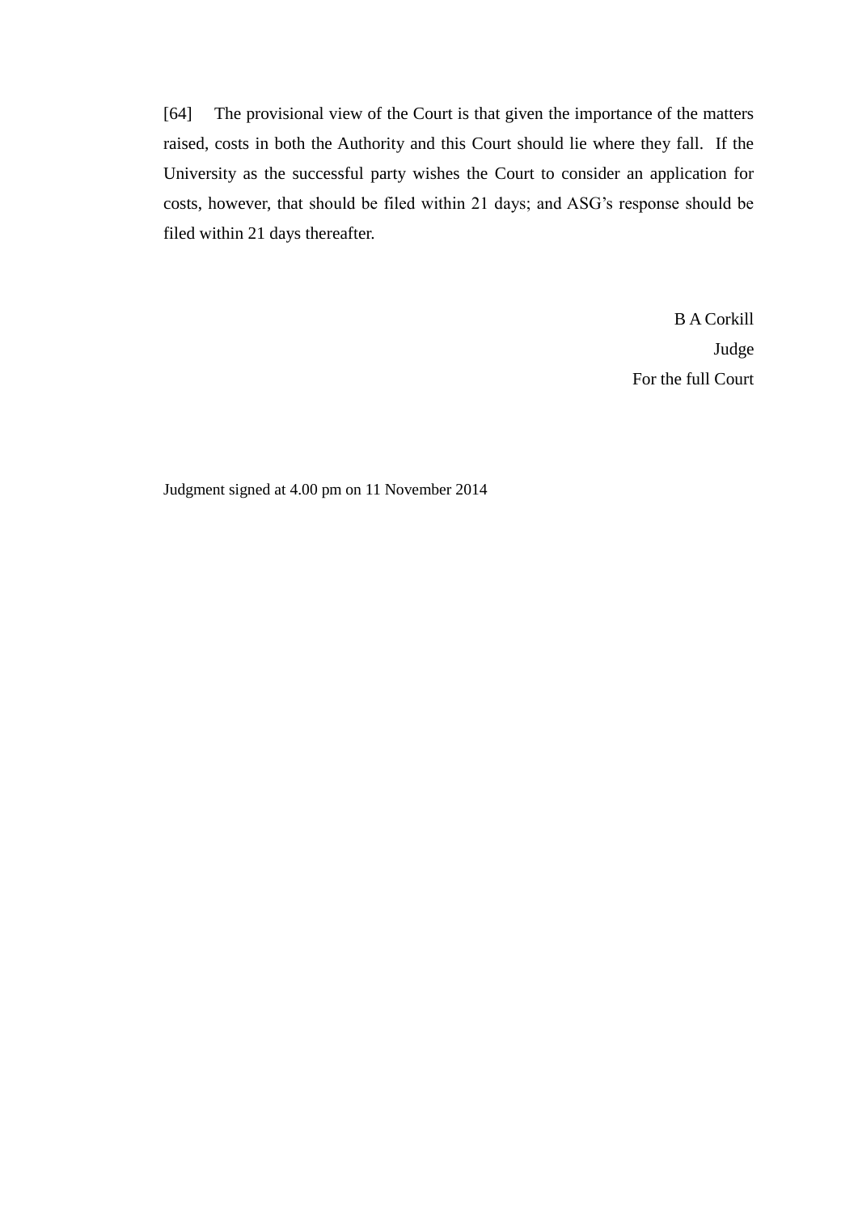[64] The provisional view of the Court is that given the importance of the matters raised, costs in both the Authority and this Court should lie where they fall. If the University as the successful party wishes the Court to consider an application for costs, however, that should be filed within 21 days; and ASG's response should be filed within 21 days thereafter.

B A Corkill
Judge
For the full Court

Judgment signed at 4.00 pm on 11 November 2014